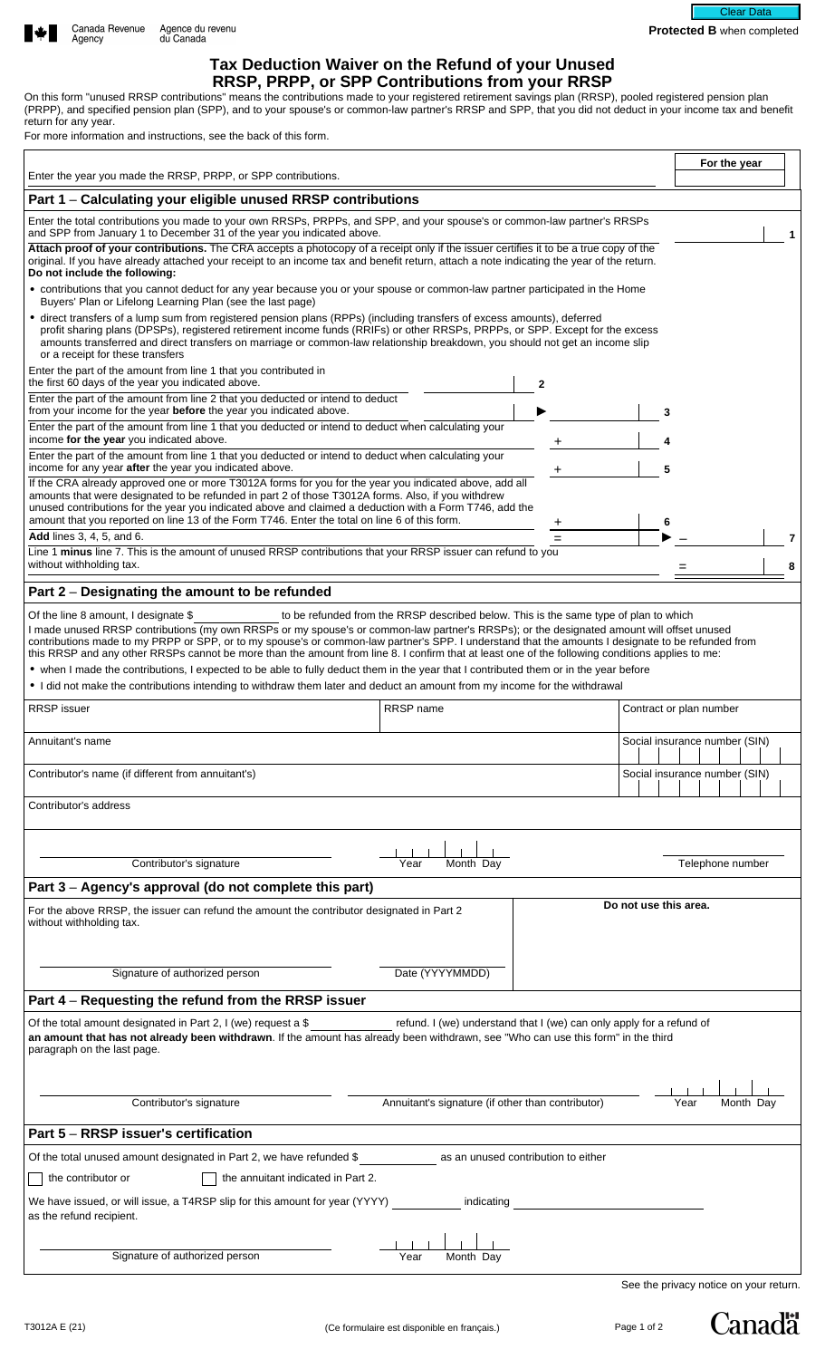Canada Revenue Agency / Agence du revenu du Canada

**Protected B** when completed

# Tax Deduction Waiver on the Refund of your Unused RRSP, PRPP, or SPP Contributions from your RRSP

On this form "unused RRSP contributions" means the contributions made to your registered retirement savings plan (RRSP), pooled registered pension plan (PRPP), and specified pension plan (SPP), and to your spouse's or common-law partner's RRSP and SPP, that you did not deduct in your income tax and benefit return for any year.

For more information and instructions, see the back of this form.

Enter the year you made the RRSP, PRPP, or SPP contributions. **For the year** ________

## Part 1 – Calculating your eligible unused RRSP contributions

Enter the total contributions you made to your own RRSPs, PRPPs, and SPP, and your spouse's or common-law partner's RRSPs and SPP from January 1 to December 31 of the year you indicated above. ________ **1**

**Attach proof of your contributions.** The CRA accepts a photocopy of a receipt only if the issuer certifies it to be a true copy of the original. If you have already attached your receipt to an income tax and benefit return, attach a note indicating the year of the return.
**Do not include the following:**

- contributions that you cannot deduct for any year because you or your spouse or common-law partner participated in the Home Buyers' Plan or Lifelong Learning Plan (see the last page)
- direct transfers of a lump sum from registered pension plans (RPPs) (including transfers of excess amounts), deferred profit sharing plans (DPSPs), registered retirement income funds (RRIFs) or other RRSPs, PRPPs, or SPP. Except for the excess amounts transferred and direct transfers on marriage or common-law relationship breakdown, you should not get an income slip or a receipt for these transfers

Enter the part of the amount from line 1 that you contributed in the first 60 days of the year you indicated above. ________ **2**

Enter the part of the amount from line 2 that you deducted or intend to deduct from your income for the year **before** the year you indicated above. ▶ ________ **3**

Enter the part of the amount from line 1 that you deducted or intend to deduct when calculating your income **for the year** you indicated above. + ________ **4**

Enter the part of the amount from line 1 that you deducted or intend to deduct when calculating your income for any year **after** the year you indicated above. + ________ **5**

If the CRA already approved one or more T3012A forms for you for the year you indicated above, add all amounts that were designated to be refunded in part 2 of those T3012A forms. Also, if you withdrew unused contributions for the year you indicated above and claimed a deduction with a Form T746, add the amount that you reported on line 13 of the Form T746. Enter the total on line 6 of this form. + ________ **6**

**Add** lines 3, 4, 5, and 6. = ________ ▶ – ________ **7**

Line 1 **minus** line 7. This is the amount of unused RRSP contributions that your RRSP issuer can refund to you without withholding tax. = ________ **8**

## Part 2 – Designating the amount to be refunded

Of the line 8 amount, I designate $ ________ to be refunded from the RRSP described below. This is the same type of plan to which I made unused RRSP contributions (my own RRSPs or my spouse's or common-law partner's RRSPs); or the designated amount will offset unused contributions made to my PRPP or SPP, or to my spouse's or common-law partner's SPP. I understand that the amounts I designate to be refunded from this RRSP and any other RRSPs cannot be more than the amount from line 8. I confirm that at least one of the following conditions applies to me:

- when I made the contributions, I expected to be able to fully deduct them in the year that I contributed them or in the year before
- I did not make the contributions intending to withdraw them later and deduct an amount from my income for the withdrawal

| RRSP issuer | RRSP name | Contract or plan number |
|---|---|---|
| Annuitant's name | | Social insurance number (SIN) |
| Contributor's name (if different from annuitant's) | | Social insurance number (SIN) |
| Contributor's address | | |

Contributor's signature ________ Year Month Day ________ Telephone number ________

## Part 3 – Agency's approval (do not complete this part)

For the above RRSP, the issuer can refund the amount the contributor designated in Part 2 without withholding tax.

**Do not use this area.**

Signature of authorized person ________ Date (YYYYMMDD) ________

## Part 4 – Requesting the refund from the RRSP issuer

Of the total amount designated in Part 2, I (we) request a $ ________ refund. I (we) understand that I (we) can only apply for a refund of **an amount that has not already been withdrawn**. If the amount has already been withdrawn, see "Who can use this form" in the third paragraph on the last page.

Contributor's signature ________ Annuitant's signature (if other than contributor) ________ Year Month Day ________

## Part 5 – RRSP issuer's certification

Of the total unused amount designated in Part 2, we have refunded $ ________ as an unused contribution to either

- [ ] the contributor or
- [ ] the annuitant indicated in Part 2.

We have issued, or will issue, a T4RSP slip for this amount for year (YYYY) ________ indicating ________ as the refund recipient.

Signature of authorized person ________ Year Month Day ________

See the privacy notice on your return.

T3012A E (21) (Ce formulaire est disponible en français.)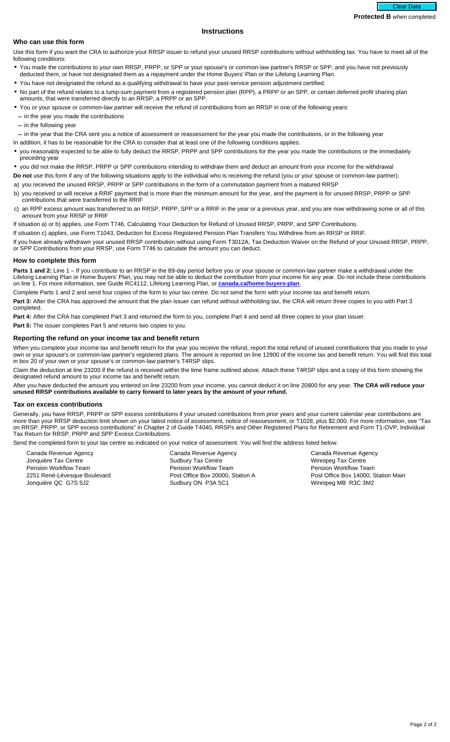**Protected B** when completed

## Instructions

### Who can use this form

Use this form if you want the CRA to authorize your RRSP issuer to refund your unused RRSP contributions without withholding tax. You have to meet all of the following conditions:

- You made the contributions to your own RRSP, PRPP, or SPP or your spouse's or common-law partner's RRSP or SPP, and you have not previously deducted them, or have not designated them as a repayment under the Home Buyers' Plan or the Lifelong Learning Plan.
- You have not designated the refund as a qualifying withdrawal to have your past-service pension adjustment certified.
- No part of the refund relates to a lump-sum payment from a registered pension plan (RPP), a PRPP or an SPP, or certain deferred profit sharing plan amounts, that were transferred directly to an RRSP, a PRPP or an SPP.
- You or your spouse or common-law partner will receive the refund of contributions from an RRSP in one of the following years:
  - in the year you made the contributions
  - in the following year
  - in the year that the CRA sent you a notice of assessment or reassessment for the year you made the contributions, or in the following year

In addition, it has to be reasonable for the CRA to consider that at least one of the following conditions applies:

- you reasonably expected to be able to fully deduct the RRSP, PRPP and SPP contributions for the year you made the contributions or the immediately preceding year
- you did not make the RRSP, PRPP or SPP contributions intending to withdraw them and deduct an amount from your income for the withdrawal

**Do not** use this form if any of the following situations apply to the individual who is receiving the refund (you or your spouse or common-law partner):

a) you received the unused RRSP, PRPP or SPP contributions in the form of a commutation payment from a matured RRSP

b) you received or will receive a RRIF payment that is more than the minimum amount for the year, and the payment is for unused RRSP, PRPP or SPP contributions that were transferred to the RRIF

c) an RPP excess amount was transferred to an RRSP, PRPP, SPP or a RRIF in the year or a previous year, and you are now withdrawing some or all of this amount from your RRSP or RRIF

If situation a) or b) applies, use Form T746, Calculating Your Deduction for Refund of Unused RRSP, PRPP, and SPP Contributions.

If situation c) applies, use Form T1043, Deduction for Excess Registered Pension Plan Transfers You Withdrew from an RRSP or RRIF.

If you have already withdrawn your unused RRSP contribution without using Form T3012A, Tax Deduction Waiver on the Refund of your Unused RRSP, PRPP, or SPP Contributions from your RRSP, use Form T746 to calculate the amount you can deduct.

### How to complete this form

**Parts 1 and 2:** Line 1 – If you contribute to an RRSP in the 89-day period before you or your spouse or common-law partner make a withdrawal under the Lifelong Learning Plan or Home Buyers' Plan, you may not be able to deduct the contribution from your income for any year. Do not include these contributions on line 1. For more information, see Guide RC4112, Lifelong Learning Plan, or **canada.ca/home-buyers-plan**.

Complete Parts 1 and 2 and send four copies of the form to your tax centre. Do not send the form with your income tax and benefit return.

**Part 3:** After the CRA has approved the amount that the plan issuer can refund without withholding tax, the CRA will return three copies to you with Part 3 completed.

**Part 4:** After the CRA has completed Part 3 and returned the form to you, complete Part 4 and send all three copies to your plan issuer.

**Part 5:** The issuer completes Part 5 and returns two copies to you.

### Reporting the refund on your income tax and benefit return

When you complete your income tax and benefit return for the year you receive the refund, report the total refund of unused contributions that you made to your own or your spouse's or common-law partner's registered plans. The amount is reported on line 12900 of the income tax and benefit return. You will find this total in box 20 of your own or your spouse's or common-law partner's T4RSP slips.

Claim the deduction at line 23200 if the refund is received within the time frame outlined above. Attach these T4RSP slips and a copy of this form showing the designated refund amount to your income tax and benefit return.

After you have deducted the amount you entered on line 23200 from your income, you cannot deduct it on line 20800 for any year. **The CRA will reduce your unused RRSP contributions available to carry forward to later years by the amount of your refund.**

### Tax on excess contributions

Generally, you have RRSP, PRPP or SPP excess contributions if your unused contributions from prior years and your current calendar year contributions are more than your RRSP deduction limit shown on your latest notice of assessment, notice of reassessment, or T1028, plus $2,000. For more information, see "Tax on RRSP, PRPP, or SPP excess contributions" in Chapter 2 of Guide T4040, RRSPs and Other Registered Plans for Retirement and Form T1-OVP, Individual Tax Return for RRSP, PRPP and SPP Excess Contributions.

Send the completed form to your tax centre as indicated on your notice of assessment. You will find the address listed below.

Canada Revenue Agency
Jonquière Tax Centre
Pension Workflow Team
2251 René-Lévesque Boulevard
Jonquière QC G7S 5J2

Canada Revenue Agency
Sudbury Tax Centre
Pension Workflow Team
Post Office Box 20000, Station A
Sudbury ON P3A 5C1

Canada Revenue Agency
Winnipeg Tax Centre
Pension Workflow Team
Post Office Box 14000, Station Main
Winnipeg MB R3C 3M2